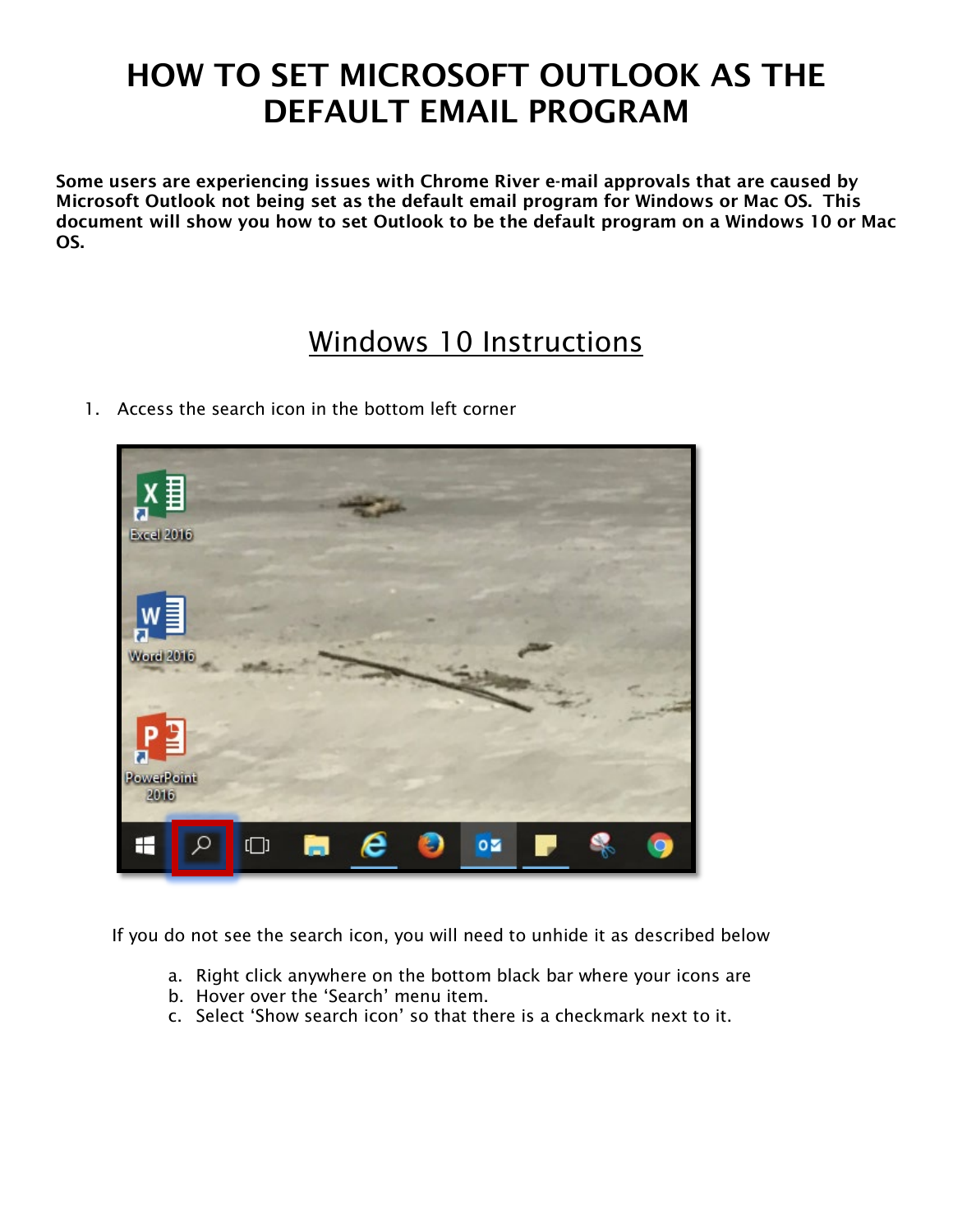# HOW TO SET MICROSOFT OUTLOOK AS THE DEFAULT EMAIL PROGRAM

**Some users are experiencing issues with Chrome River e-mail approvals that are caused by Microsoft Outlook not being set as the default email program for Windows or Mac OS. This document will show you how to set Outlook to be the default program on a Windows 10 or Mac OS.**

## Windows 10 Instructions

1. Access the search icon in the bottom left corner

If you do not see the search icon, you will need to unhide it as described below

a. Right click anywhere on the bottom black bar where your icons are
b. Hover over the 'Search' menu item.
c. Select 'Show search icon' so that there is a checkmark next to it.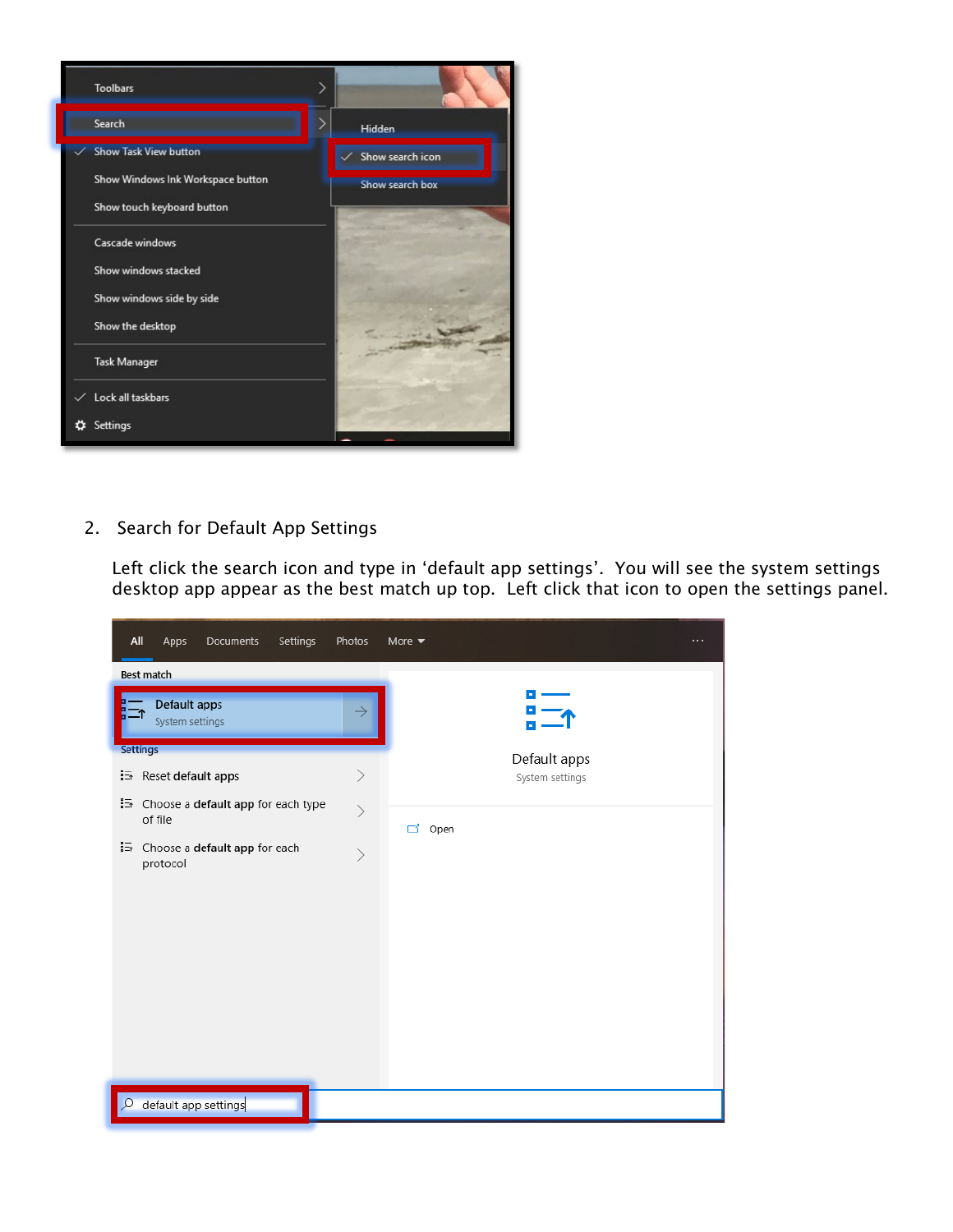2. Search for Default App Settings

   Left click the search icon and type in ‘default app settings’. You will see the system settings desktop app appear as the best match up top. Left click that icon to open the settings panel.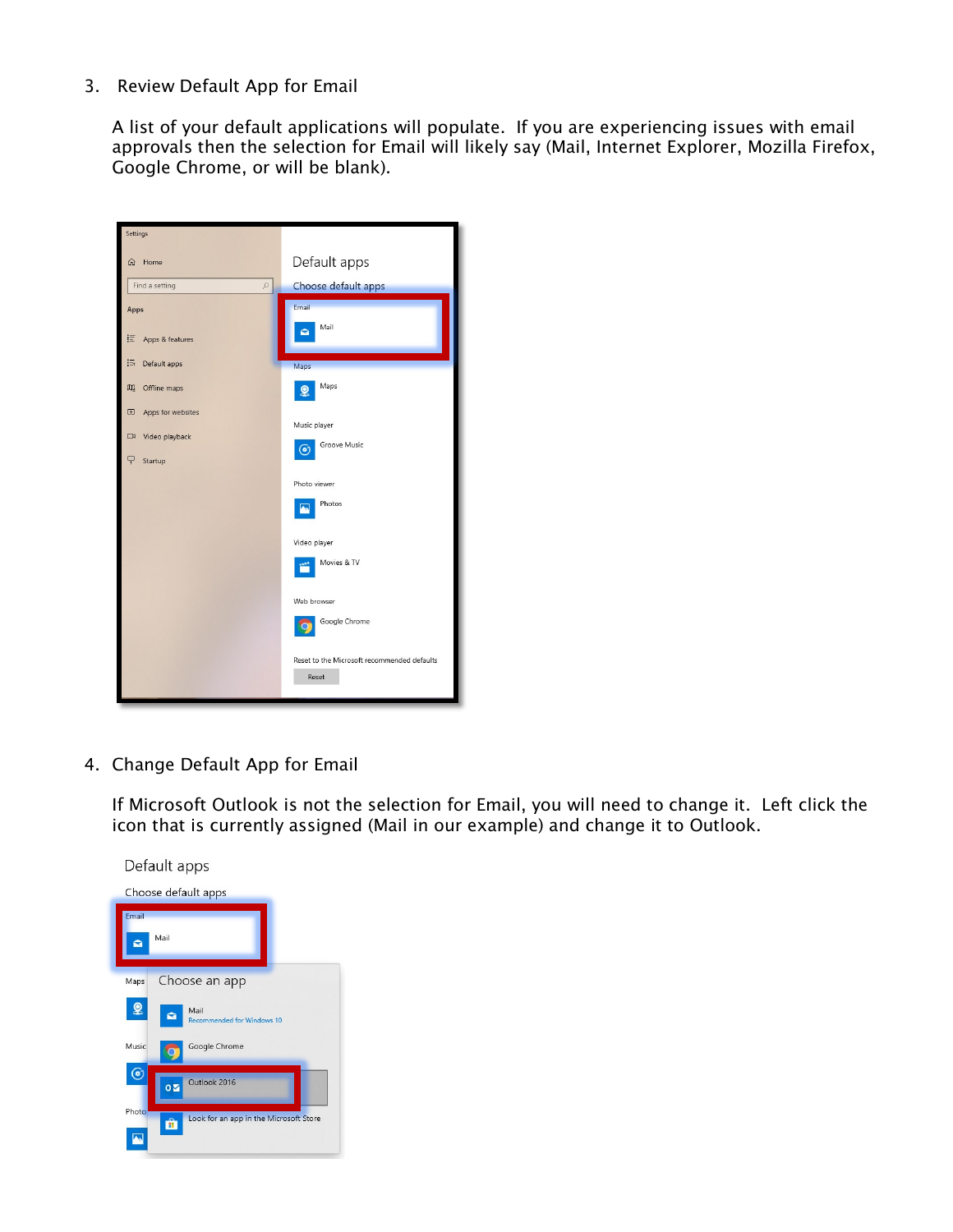3. Review Default App for Email

   A list of your default applications will populate. If you are experiencing issues with email approvals then the selection for Email will likely say (Mail, Internet Explorer, Mozilla Firefox, Google Chrome, or will be blank).

4. Change Default App for Email

   If Microsoft Outlook is not the selection for Email, you will need to change it. Left click the icon that is currently assigned (Mail in our example) and change it to Outlook.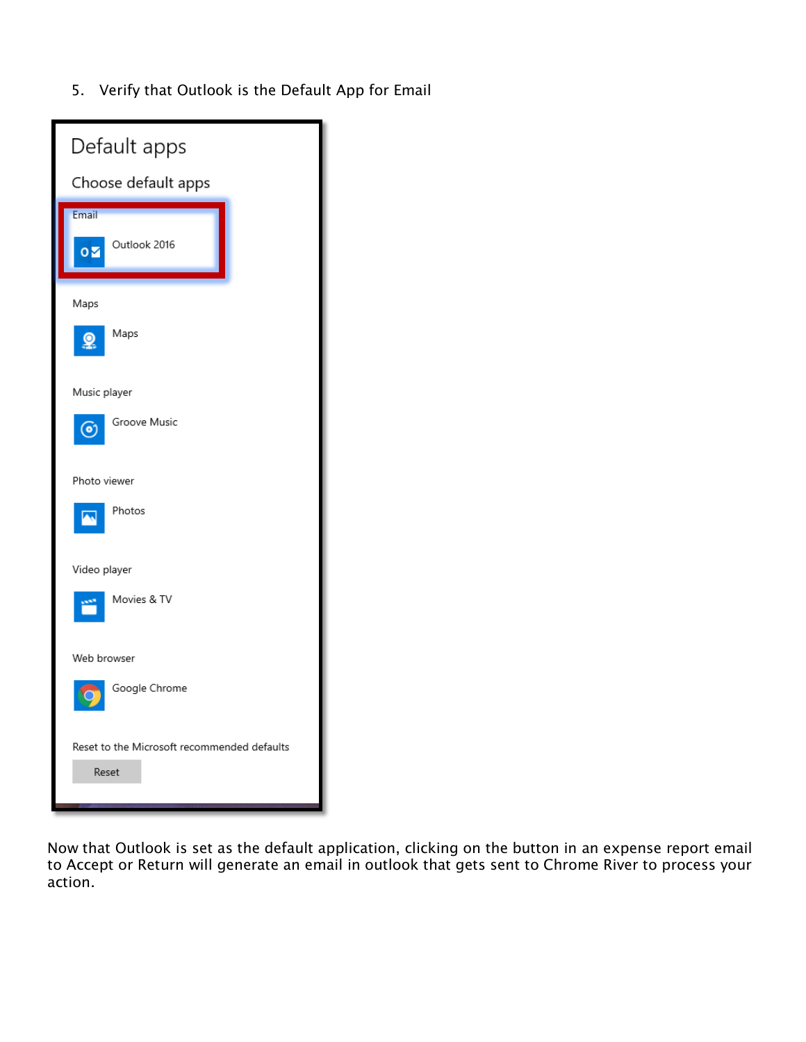5. Verify that Outlook is the Default App for Email

Default apps

Choose default apps

Email

Outlook 2016

Maps

Maps

Music player

Groove Music

Photo viewer

Photos

Video player

Movies & TV

Web browser

Google Chrome

Reset to the Microsoft recommended defaults

Reset

Now that Outlook is set as the default application, clicking on the button in an expense report email to Accept or Return will generate an email in outlook that gets sent to Chrome River to process your action.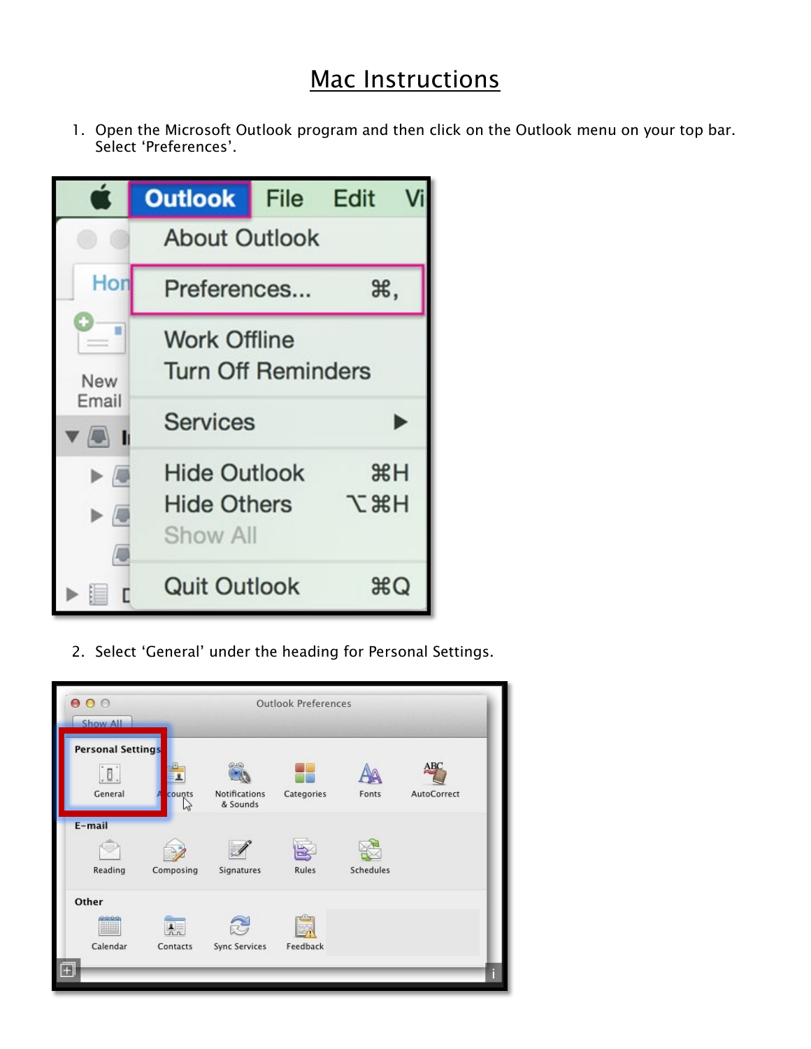# Mac Instructions

1. Open the Microsoft Outlook program and then click on the Outlook menu on your top bar. Select 'Preferences'.

2. Select 'General' under the heading for Personal Settings.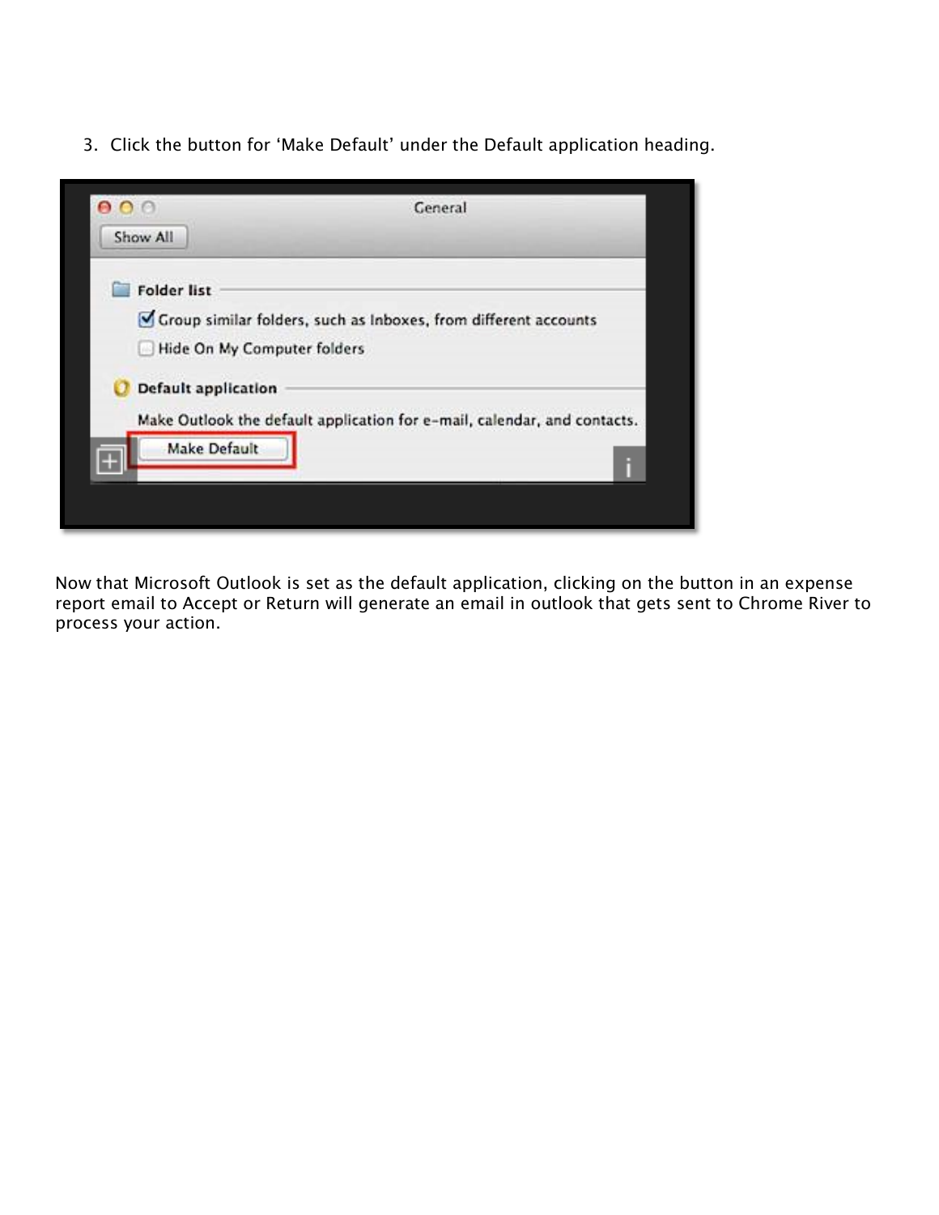3. Click the button for 'Make Default' under the Default application heading.

Now that Microsoft Outlook is set as the default application, clicking on the button in an expense report email to Accept or Return will generate an email in outlook that gets sent to Chrome River to process your action.